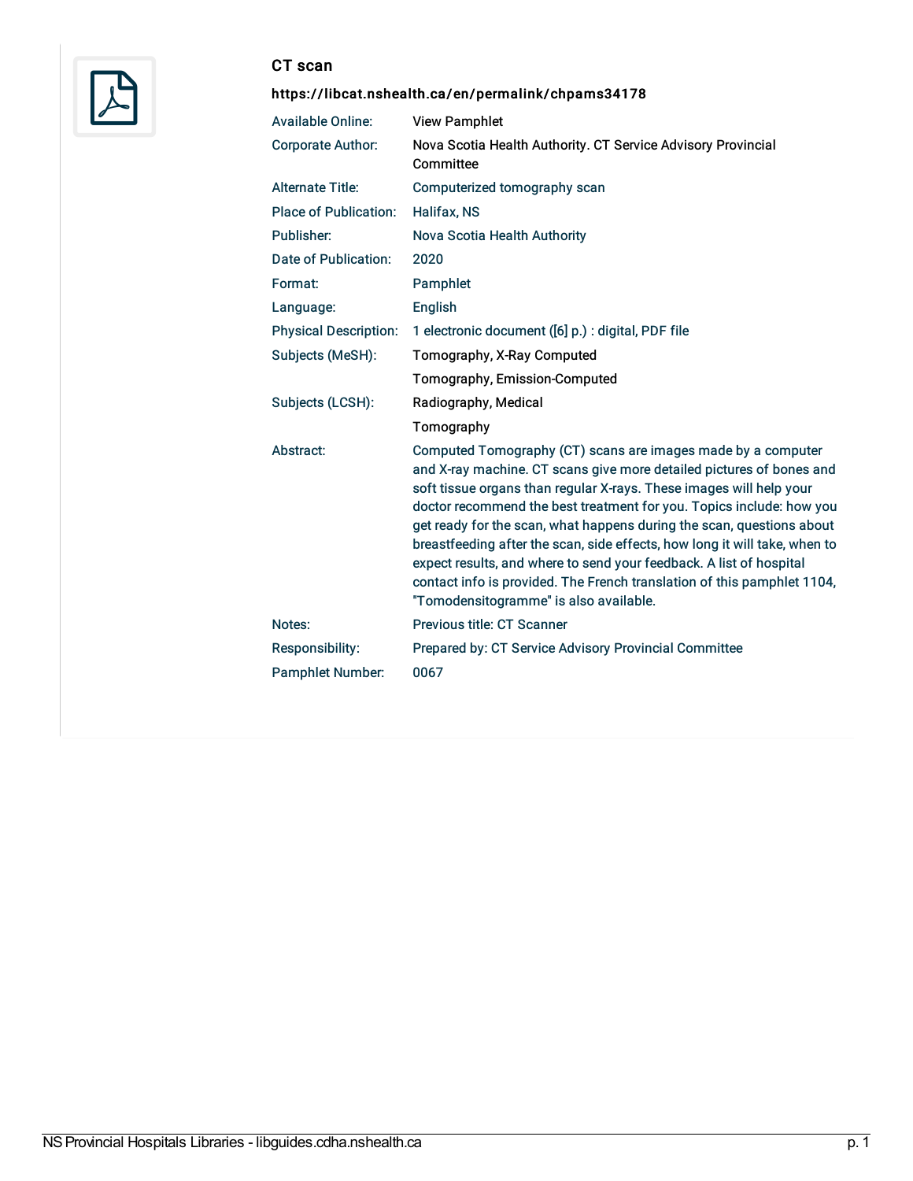# CT scan

**https://libcat.nshealth.ca/en/permalink/chpams34178**

| | |
|---|---|
| Available Online: | View Pamphlet |
| Corporate Author: | Nova Scotia Health Authority. CT Service Advisory Provincial Committee |
| Alternate Title: | Computerized tomography scan |
| Place of Publication: | Halifax, NS |
| Publisher: | Nova Scotia Health Authority |
| Date of Publication: | 2020 |
| Format: | Pamphlet |
| Language: | English |
| Physical Description: | 1 electronic document ([6] p.) : digital, PDF file |
| Subjects (MeSH): | Tomography, X-Ray Computed |
| | Tomography, Emission-Computed |
| Subjects (LCSH): | Radiography, Medical |
| | Tomography |
| Abstract: | Computed Tomography (CT) scans are images made by a computer and X-ray machine. CT scans give more detailed pictures of bones and soft tissue organs than regular X-rays. These images will help your doctor recommend the best treatment for you. Topics include: how you get ready for the scan, what happens during the scan, questions about breastfeeding after the scan, side effects, how long it will take, when to expect results, and where to send your feedback. A list of hospital contact info is provided. The French translation of this pamphlet 1104, "Tomodensitogramme" is also available. |
| Notes: | Previous title: CT Scanner |
| Responsibility: | Prepared by: CT Service Advisory Provincial Committee |
| Pamphlet Number: | 0067 |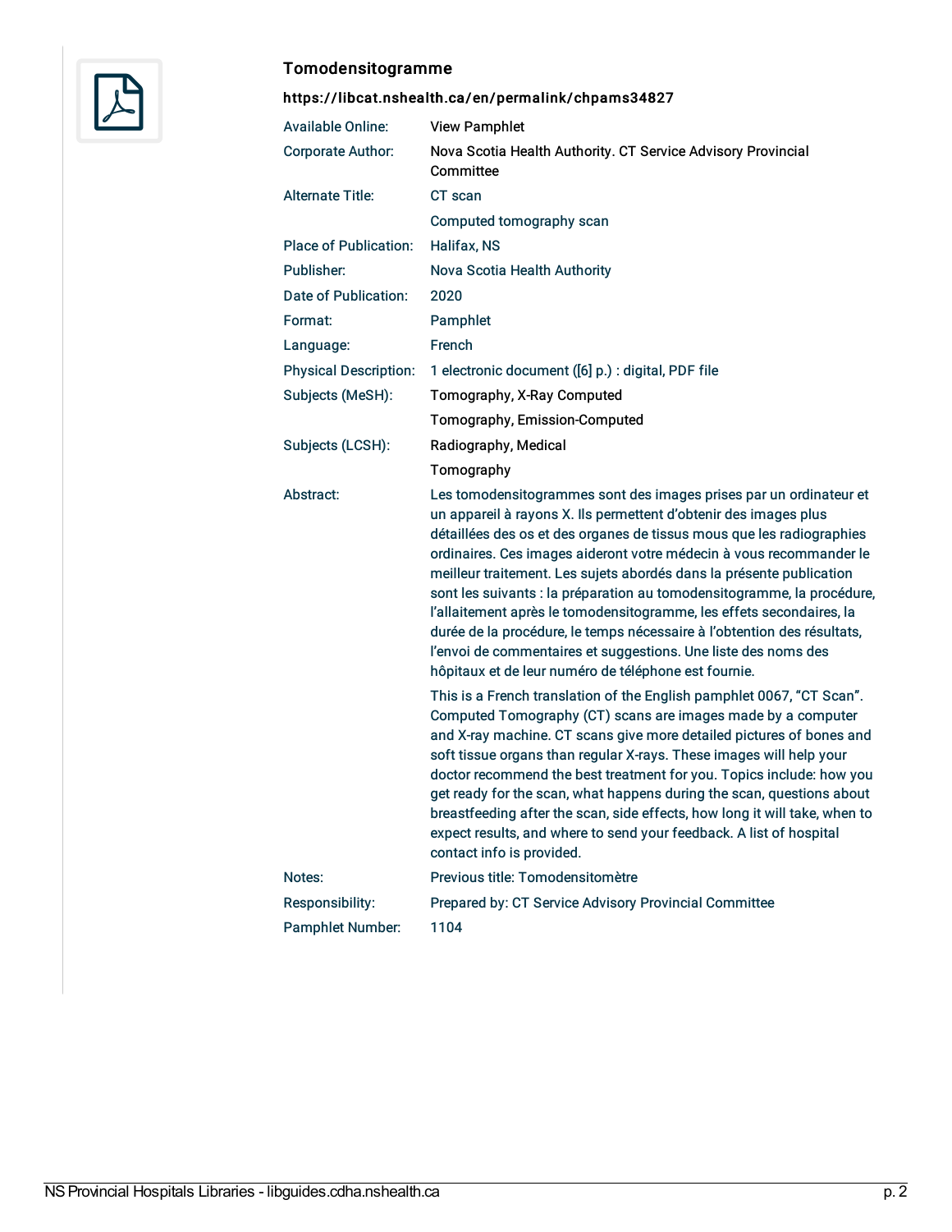## Tomodensitogramme

**https://libcat.nshealth.ca/en/permalink/chpams34827**

| | |
|---|---|
| Available Online: | View Pamphlet |
| Corporate Author: | Nova Scotia Health Authority. CT Service Advisory Provincial Committee |
| Alternate Title: | CT scan |
| | Computed tomography scan |
| Place of Publication: | Halifax, NS |
| Publisher: | Nova Scotia Health Authority |
| Date of Publication: | 2020 |
| Format: | Pamphlet |
| Language: | French |
| Physical Description: | 1 electronic document ([6] p.) : digital, PDF file |
| Subjects (MeSH): | Tomography, X-Ray Computed |
| | Tomography, Emission-Computed |
| Subjects (LCSH): | Radiography, Medical |
| | Tomography |
| Abstract: | Les tomodensitogrammes sont des images prises par un ordinateur et un appareil à rayons X. Ils permettent d'obtenir des images plus détaillées des os et des organes de tissus mous que les radiographies ordinaires. Ces images aideront votre médecin à vous recommander le meilleur traitement. Les sujets abordés dans la présente publication sont les suivants : la préparation au tomodensitogramme, la procédure, l'allaitement après le tomodensitogramme, les effets secondaires, la durée de la procédure, le temps nécessaire à l'obtention des résultats, l'envoi de commentaires et suggestions. Une liste des noms des hôpitaux et de leur numéro de téléphone est fournie. |
| | This is a French translation of the English pamphlet 0067, "CT Scan". Computed Tomography (CT) scans are images made by a computer and X-ray machine. CT scans give more detailed pictures of bones and soft tissue organs than regular X-rays. These images will help your doctor recommend the best treatment for you. Topics include: how you get ready for the scan, what happens during the scan, questions about breastfeeding after the scan, side effects, how long it will take, when to expect results, and where to send your feedback. A list of hospital contact info is provided. |
| Notes: | Previous title: Tomodensitomètre |
| Responsibility: | Prepared by: CT Service Advisory Provincial Committee |
| Pamphlet Number: | 1104 |